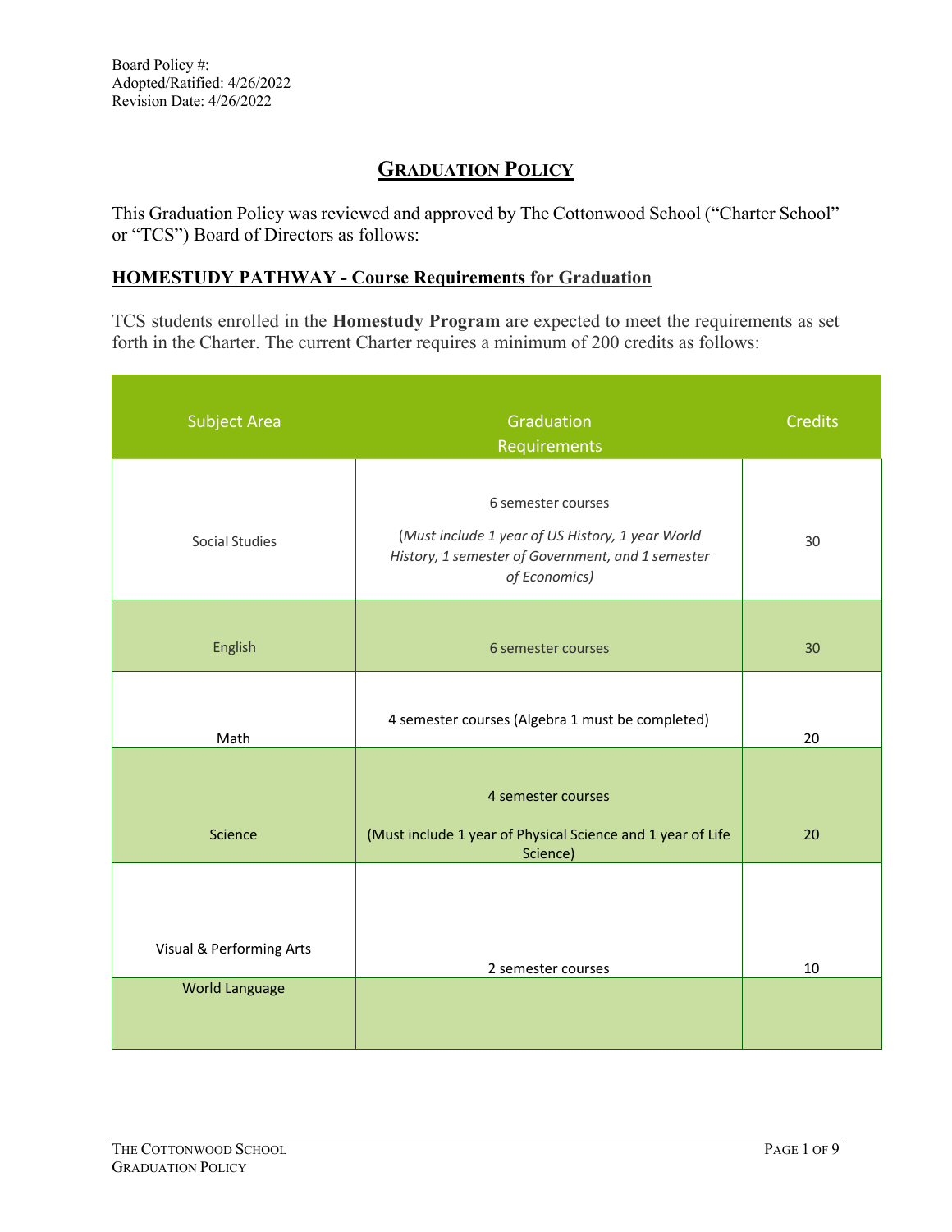Board Policy #:
Adopted/Ratified: 4/26/2022
Revision Date: 4/26/2022

# GRADUATION POLICY

This Graduation Policy was reviewed and approved by The Cottonwood School ("Charter School" or "TCS") Board of Directors as follows:

## HOMESTUDY PATHWAY - Course Requirements for Graduation

TCS students enrolled in the **Homestudy Program** are expected to meet the requirements as set forth in the Charter. The current Charter requires a minimum of 200 credits as follows:

| Subject Area | Graduation Requirements | Credits |
|---|---|---|
| Social Studies | 6 semester courses (*Must include 1 year of US History, 1 year World History, 1 semester of Government, and 1 semester of Economics*) | 30 |
| English | 6 semester courses | 30 |
| Math | 4 semester courses (Algebra 1 must be completed) | 20 |
| Science | 4 semester courses (Must include 1 year of Physical Science and 1 year of Life Science) | 20 |
| Visual & Performing Arts | 2 semester courses | 10 |
| World Language | | |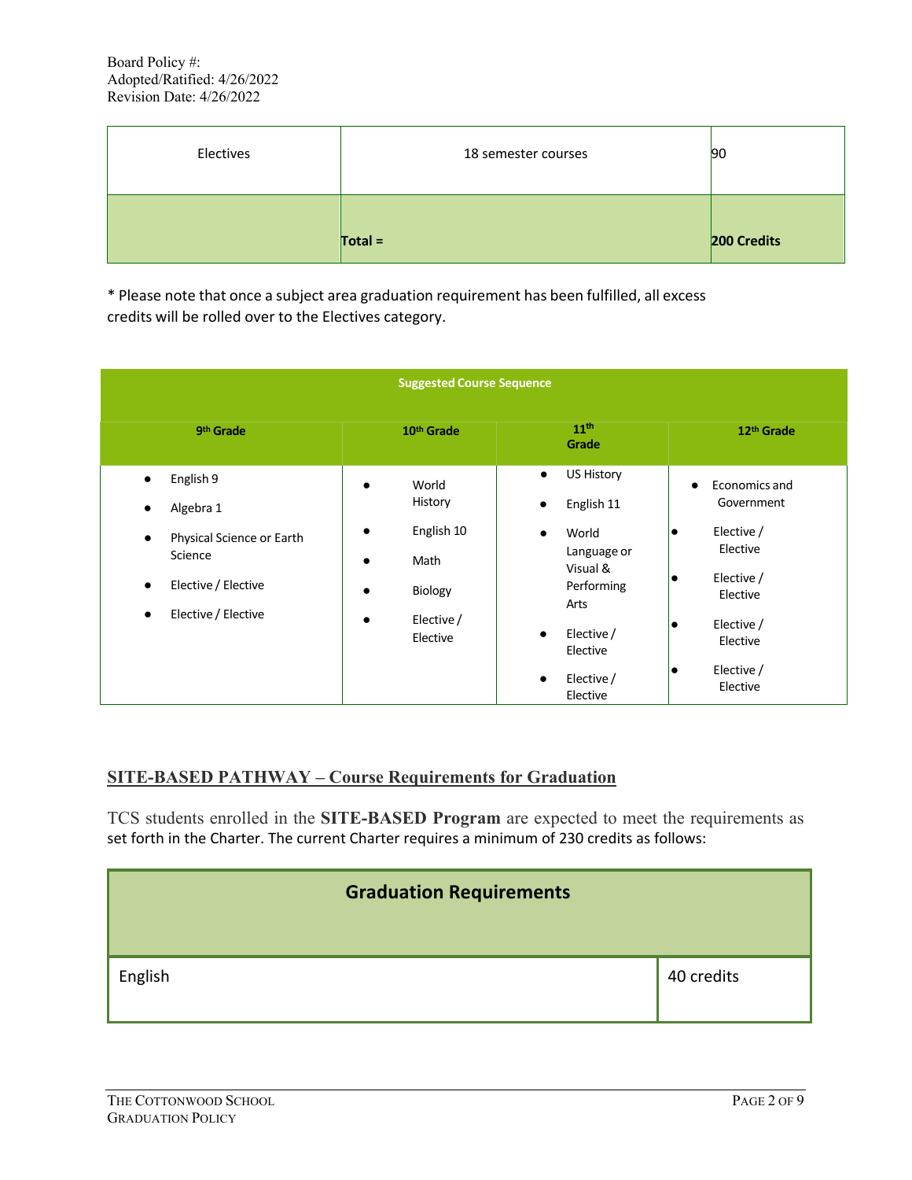Board Policy #:
Adopted/Ratified: 4/26/2022
Revision Date: 4/26/2022

| Electives | 18 semester courses | 90 |
|---|---|---|
| | **Total =** | **200 Credits** |

\* Please note that once a subject area graduation requirement has been fulfilled, all excess credits will be rolled over to the Electives category.

| Suggested Course Sequence | | | |
|---|---|---|---|
| **9th Grade** | **10th Grade** | **11th Grade** | **12th Grade** |
| • English 9<br>• Algebra 1<br>• Physical Science or Earth Science<br>• Elective / Elective<br>• Elective / Elective | • World History<br>• English 10<br>• Math<br>• Biology<br>• Elective / Elective | • US History<br>• English 11<br>• World Language or Visual & Performing Arts<br>• Elective / Elective<br>• Elective / Elective | • Economics and Government<br>• Elective / Elective<br>• Elective / Elective<br>• Elective / Elective<br>• Elective / Elective |

## SITE-BASED PATHWAY – Course Requirements for Graduation

TCS students enrolled in the **SITE-BASED Program** are expected to meet the requirements as set forth in the Charter. The current Charter requires a minimum of 230 credits as follows:

| Graduation Requirements | |
|---|---|
| English | 40 credits |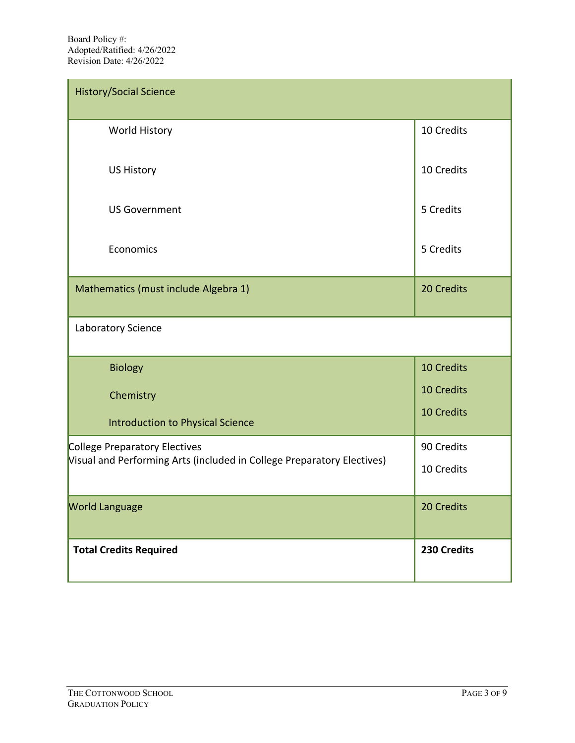| History/Social Science | |
|---|---|
| World History | 10 Credits |
| US History | 10 Credits |
| US Government | 5 Credits |
| Economics | 5 Credits |
| Mathematics (must include Algebra 1) | 20 Credits |
| Laboratory Science | |
| Biology | 10 Credits |
| Chemistry | 10 Credits |
| Introduction to Physical Science | 10 Credits |
| College Preparatory Electives | 90 Credits |
| Visual and Performing Arts (included in College Preparatory Electives) | 10 Credits |
| World Language | 20 Credits |
| **Total Credits Required** | **230 Credits** |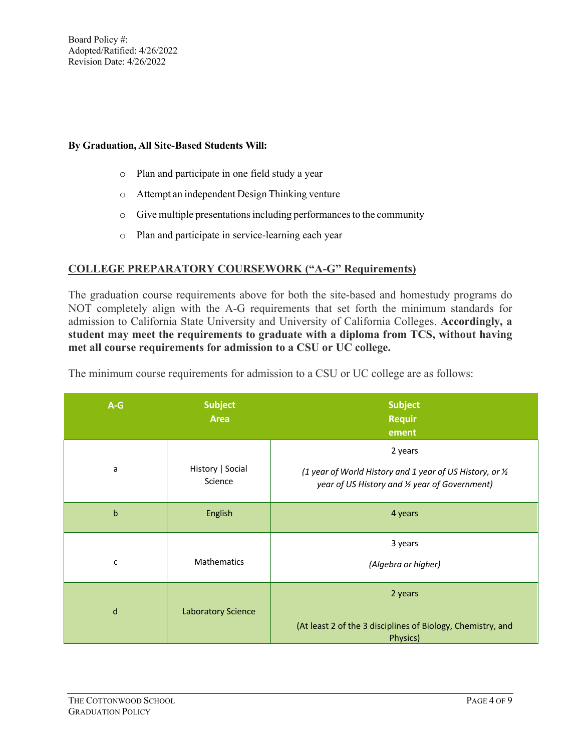Board Policy #:
Adopted/Ratified: 4/26/2022
Revision Date: 4/26/2022

**By Graduation, All Site-Based Students Will:**

- Plan and participate in one field study a year
- Attempt an independent Design Thinking venture
- Give multiple presentations including performances to the community
- Plan and participate in service-learning each year

## COLLEGE PREPARATORY COURSEWORK ("A-G" Requirements)

The graduation course requirements above for both the site-based and homestudy programs do NOT completely align with the A-G requirements that set forth the minimum standards for admission to California State University and University of California Colleges. **Accordingly, a student may meet the requirements to graduate with a diploma from TCS, without having met all course requirements for admission to a CSU or UC college.**

The minimum course requirements for admission to a CSU or UC college are as follows:

| A-G | Subject Area | Subject Requirement |
|---|---|---|
| a | History \| Social Science | 2 years<br>*(1 year of World History and 1 year of US History, or ½ year of US History and ½ year of Government)* |
| b | English | 4 years |
| c | Mathematics | 3 years<br>*(Algebra or higher)* |
| d | Laboratory Science | 2 years<br>(At least 2 of the 3 disciplines of Biology, Chemistry, and Physics) |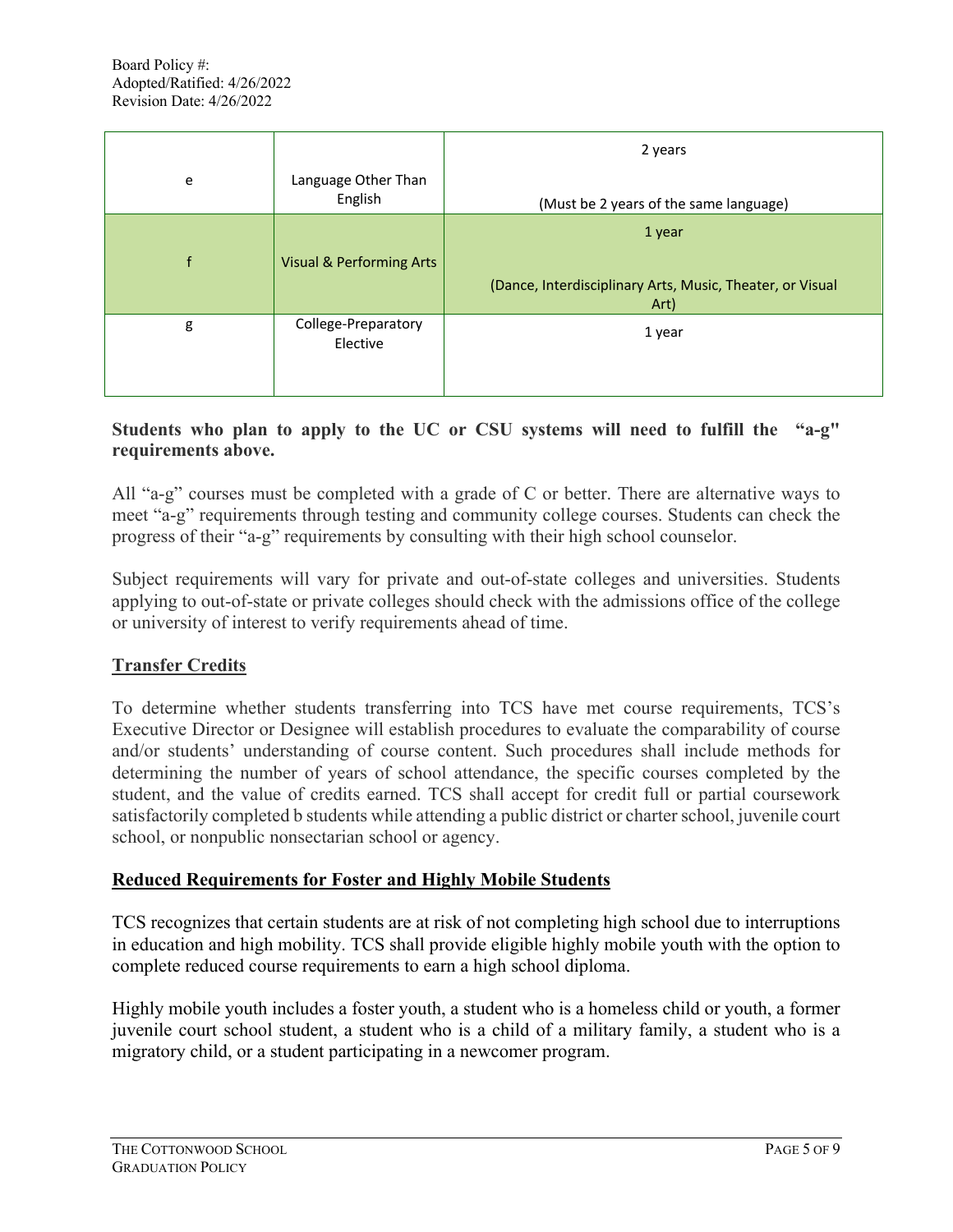| e | Language Other Than English | 2 years<br><br>(Must be 2 years of the same language) |
|---|---|---|
| f | Visual & Performing Arts | 1 year<br><br>(Dance, Interdisciplinary Arts, Music, Theater, or Visual Art) |
| g | College-Preparatory Elective | 1 year |

**Students who plan to apply to the UC or CSU systems will need to fulfill the "a-g" requirements above.**

All "a-g" courses must be completed with a grade of C or better. There are alternative ways to meet "a-g" requirements through testing and community college courses. Students can check the progress of their "a-g" requirements by consulting with their high school counselor.

Subject requirements will vary for private and out-of-state colleges and universities. Students applying to out-of-state or private colleges should check with the admissions office of the college or university of interest to verify requirements ahead of time.

## Transfer Credits

To determine whether students transferring into TCS have met course requirements, TCS's Executive Director or Designee will establish procedures to evaluate the comparability of course and/or students' understanding of course content. Such procedures shall include methods for determining the number of years of school attendance, the specific courses completed by the student, and the value of credits earned. TCS shall accept for credit full or partial coursework satisfactorily completed b students while attending a public district or charter school, juvenile court school, or nonpublic nonsectarian school or agency.

## Reduced Requirements for Foster and Highly Mobile Students

TCS recognizes that certain students are at risk of not completing high school due to interruptions in education and high mobility. TCS shall provide eligible highly mobile youth with the option to complete reduced course requirements to earn a high school diploma.

Highly mobile youth includes a foster youth, a student who is a homeless child or youth, a former juvenile court school student, a student who is a child of a military family, a student who is a migratory child, or a student participating in a newcomer program.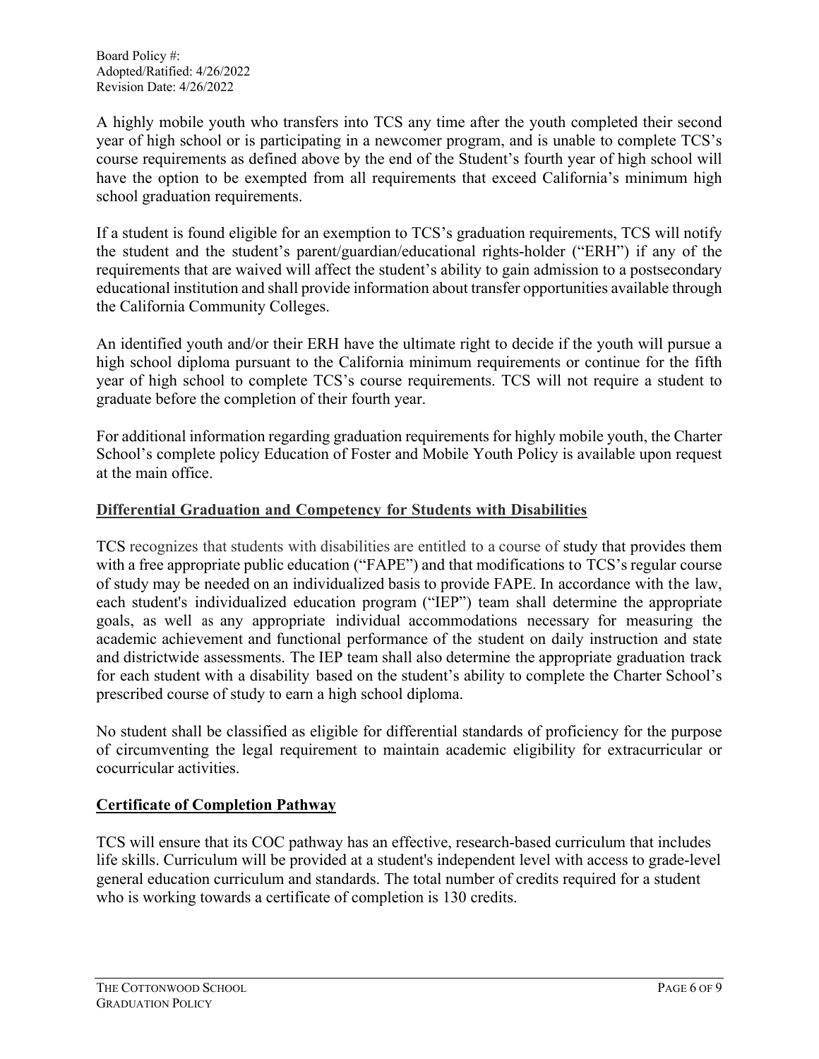A highly mobile youth who transfers into TCS any time after the youth completed their second year of high school or is participating in a newcomer program, and is unable to complete TCS's course requirements as defined above by the end of the Student's fourth year of high school will have the option to be exempted from all requirements that exceed California's minimum high school graduation requirements.

If a student is found eligible for an exemption to TCS's graduation requirements, TCS will notify the student and the student's parent/guardian/educational rights-holder ("ERH") if any of the requirements that are waived will affect the student's ability to gain admission to a postsecondary educational institution and shall provide information about transfer opportunities available through the California Community Colleges.

An identified youth and/or their ERH have the ultimate right to decide if the youth will pursue a high school diploma pursuant to the California minimum requirements or continue for the fifth year of high school to complete TCS's course requirements. TCS will not require a student to graduate before the completion of their fourth year.

For additional information regarding graduation requirements for highly mobile youth, the Charter School's complete policy Education of Foster and Mobile Youth Policy is available upon request at the main office.

## Differential Graduation and Competency for Students with Disabilities

TCS recognizes that students with disabilities are entitled to a course of study that provides them with a free appropriate public education ("FAPE") and that modifications to TCS's regular course of study may be needed on an individualized basis to provide FAPE. In accordance with the law, each student's individualized education program ("IEP") team shall determine the appropriate goals, as well as any appropriate individual accommodations necessary for measuring the academic achievement and functional performance of the student on daily instruction and state and districtwide assessments. The IEP team shall also determine the appropriate graduation track for each student with a disability based on the student's ability to complete the Charter School's prescribed course of study to earn a high school diploma.

No student shall be classified as eligible for differential standards of proficiency for the purpose of circumventing the legal requirement to maintain academic eligibility for extracurricular or cocurricular activities.

## Certificate of Completion Pathway

TCS will ensure that its COC pathway has an effective, research-based curriculum that includes life skills. Curriculum will be provided at a student's independent level with access to grade-level general education curriculum and standards. The total number of credits required for a student who is working towards a certificate of completion is 130 credits.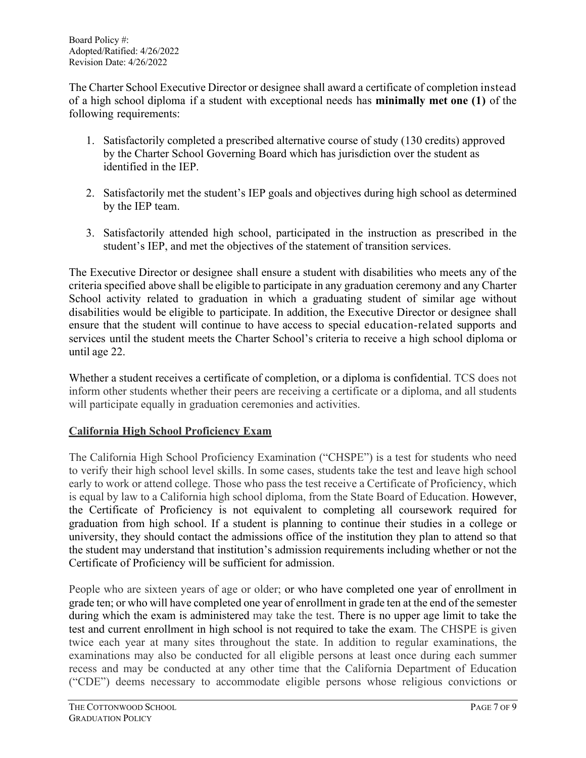The Charter School Executive Director or designee shall award a certificate of completion instead of a high school diploma if a student with exceptional needs has **minimally met one (1)** of the following requirements:

1. Satisfactorily completed a prescribed alternative course of study (130 credits) approved by the Charter School Governing Board which has jurisdiction over the student as identified in the IEP.
2. Satisfactorily met the student's IEP goals and objectives during high school as determined by the IEP team.
3. Satisfactorily attended high school, participated in the instruction as prescribed in the student's IEP, and met the objectives of the statement of transition services.

The Executive Director or designee shall ensure a student with disabilities who meets any of the criteria specified above shall be eligible to participate in any graduation ceremony and any Charter School activity related to graduation in which a graduating student of similar age without disabilities would be eligible to participate. In addition, the Executive Director or designee shall ensure that the student will continue to have access to special education-related supports and services until the student meets the Charter School's criteria to receive a high school diploma or until age 22.

Whether a student receives a certificate of completion, or a diploma is confidential. TCS does not inform other students whether their peers are receiving a certificate or a diploma, and all students will participate equally in graduation ceremonies and activities.

## California High School Proficiency Exam

The California High School Proficiency Examination ("CHSPE") is a test for students who need to verify their high school level skills. In some cases, students take the test and leave high school early to work or attend college. Those who pass the test receive a Certificate of Proficiency, which is equal by law to a California high school diploma, from the State Board of Education. However, the Certificate of Proficiency is not equivalent to completing all coursework required for graduation from high school. If a student is planning to continue their studies in a college or university, they should contact the admissions office of the institution they plan to attend so that the student may understand that institution's admission requirements including whether or not the Certificate of Proficiency will be sufficient for admission.

People who are sixteen years of age or older; or who have completed one year of enrollment in grade ten; or who will have completed one year of enrollment in grade ten at the end of the semester during which the exam is administered may take the test. There is no upper age limit to take the test and current enrollment in high school is not required to take the exam. The CHSPE is given twice each year at many sites throughout the state. In addition to regular examinations, the examinations may also be conducted for all eligible persons at least once during each summer recess and may be conducted at any other time that the California Department of Education ("CDE") deems necessary to accommodate eligible persons whose religious convictions or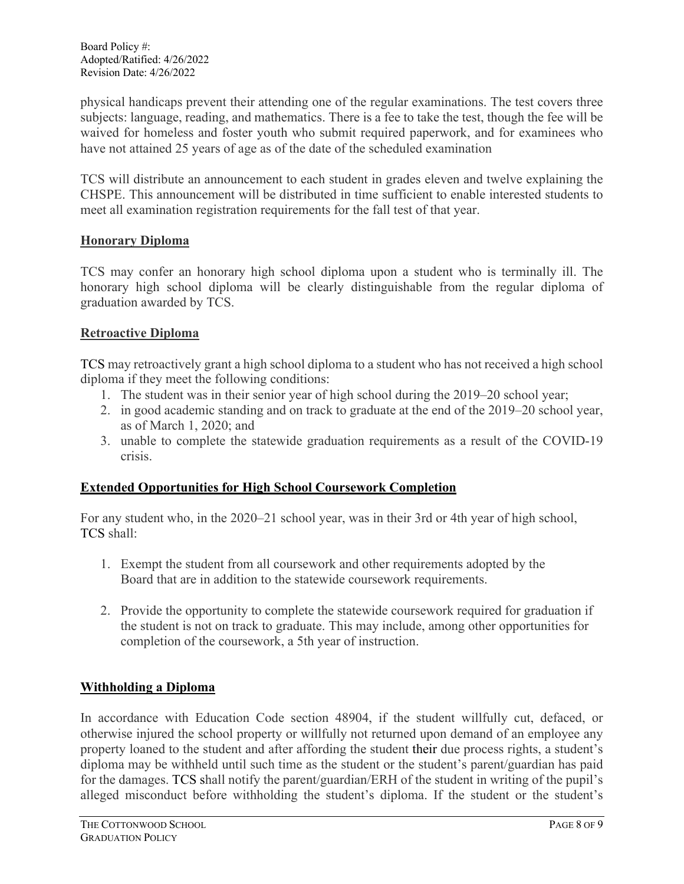physical handicaps prevent their attending one of the regular examinations. The test covers three subjects: language, reading, and mathematics. There is a fee to take the test, though the fee will be waived for homeless and foster youth who submit required paperwork, and for examinees who have not attained 25 years of age as of the date of the scheduled examination

TCS will distribute an announcement to each student in grades eleven and twelve explaining the CHSPE. This announcement will be distributed in time sufficient to enable interested students to meet all examination registration requirements for the fall test of that year.

## Honorary Diploma

TCS may confer an honorary high school diploma upon a student who is terminally ill. The honorary high school diploma will be clearly distinguishable from the regular diploma of graduation awarded by TCS.

## Retroactive Diploma

TCS may retroactively grant a high school diploma to a student who has not received a high school diploma if they meet the following conditions:

1. The student was in their senior year of high school during the 2019–20 school year;
2. in good academic standing and on track to graduate at the end of the 2019–20 school year, as of March 1, 2020; and
3. unable to complete the statewide graduation requirements as a result of the COVID-19 crisis.

## Extended Opportunities for High School Coursework Completion

For any student who, in the 2020–21 school year, was in their 3rd or 4th year of high school, TCS shall:

1. Exempt the student from all coursework and other requirements adopted by the Board that are in addition to the statewide coursework requirements.

2. Provide the opportunity to complete the statewide coursework required for graduation if the student is not on track to graduate. This may include, among other opportunities for completion of the coursework, a 5th year of instruction.

## Withholding a Diploma

In accordance with Education Code section 48904, if the student willfully cut, defaced, or otherwise injured the school property or willfully not returned upon demand of an employee any property loaned to the student and after affording the student their due process rights, a student's diploma may be withheld until such time as the student or the student's parent/guardian has paid for the damages. TCS shall notify the parent/guardian/ERH of the student in writing of the pupil's alleged misconduct before withholding the student's diploma. If the student or the student's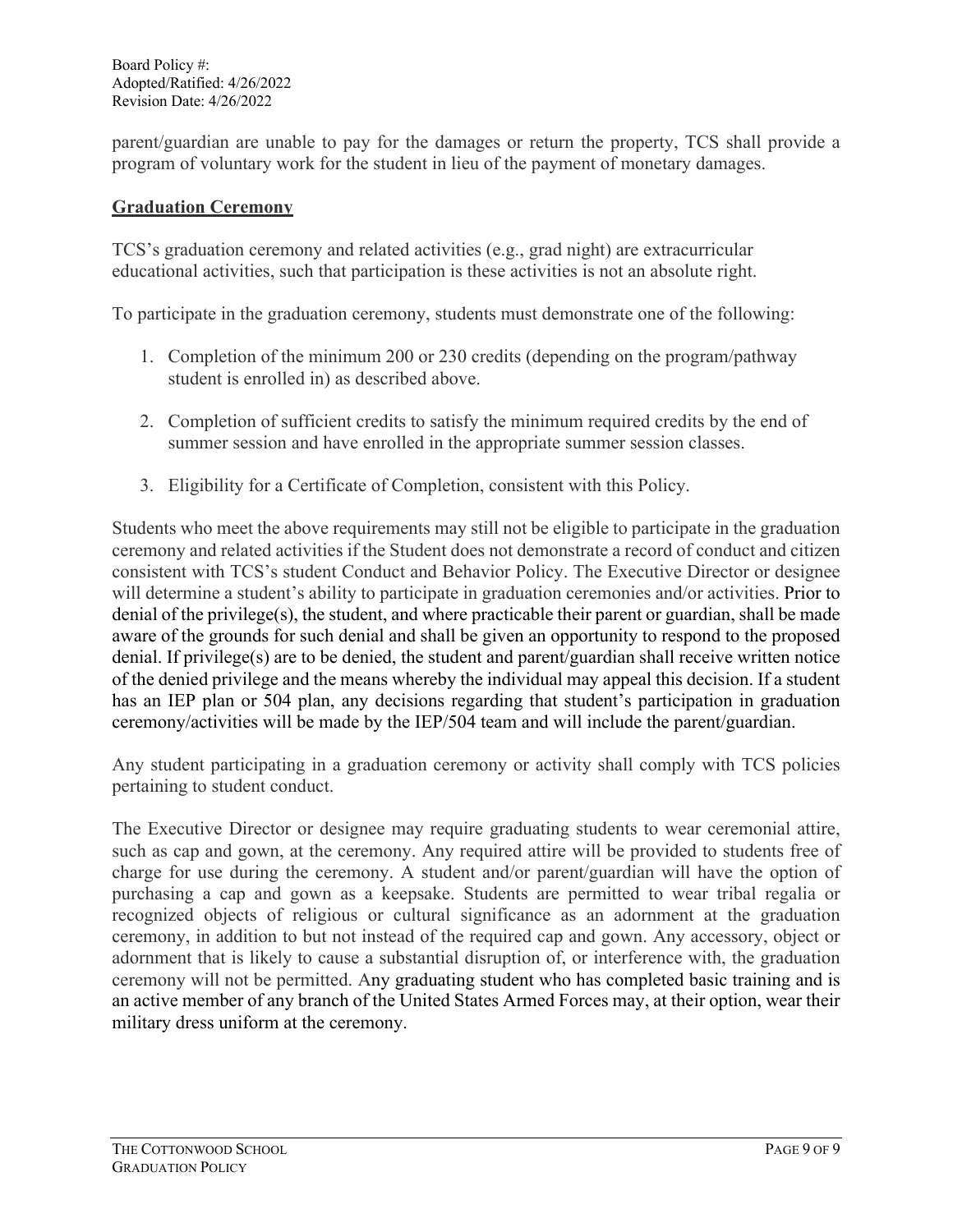parent/guardian are unable to pay for the damages or return the property, TCS shall provide a program of voluntary work for the student in lieu of the payment of monetary damages.

## Graduation Ceremony

TCS's graduation ceremony and related activities (e.g., grad night) are extracurricular educational activities, such that participation is these activities is not an absolute right.

To participate in the graduation ceremony, students must demonstrate one of the following:

1. Completion of the minimum 200 or 230 credits (depending on the program/pathway student is enrolled in) as described above.

2. Completion of sufficient credits to satisfy the minimum required credits by the end of summer session and have enrolled in the appropriate summer session classes.

3. Eligibility for a Certificate of Completion, consistent with this Policy.

Students who meet the above requirements may still not be eligible to participate in the graduation ceremony and related activities if the Student does not demonstrate a record of conduct and citizen consistent with TCS's student Conduct and Behavior Policy. The Executive Director or designee will determine a student's ability to participate in graduation ceremonies and/or activities. Prior to denial of the privilege(s), the student, and where practicable their parent or guardian, shall be made aware of the grounds for such denial and shall be given an opportunity to respond to the proposed denial. If privilege(s) are to be denied, the student and parent/guardian shall receive written notice of the denied privilege and the means whereby the individual may appeal this decision. If a student has an IEP plan or 504 plan, any decisions regarding that student's participation in graduation ceremony/activities will be made by the IEP/504 team and will include the parent/guardian.

Any student participating in a graduation ceremony or activity shall comply with TCS policies pertaining to student conduct.

The Executive Director or designee may require graduating students to wear ceremonial attire, such as cap and gown, at the ceremony. Any required attire will be provided to students free of charge for use during the ceremony. A student and/or parent/guardian will have the option of purchasing a cap and gown as a keepsake. Students are permitted to wear tribal regalia or recognized objects of religious or cultural significance as an adornment at the graduation ceremony, in addition to but not instead of the required cap and gown. Any accessory, object or adornment that is likely to cause a substantial disruption of, or interference with, the graduation ceremony will not be permitted. Any graduating student who has completed basic training and is an active member of any branch of the United States Armed Forces may, at their option, wear their military dress uniform at the ceremony.